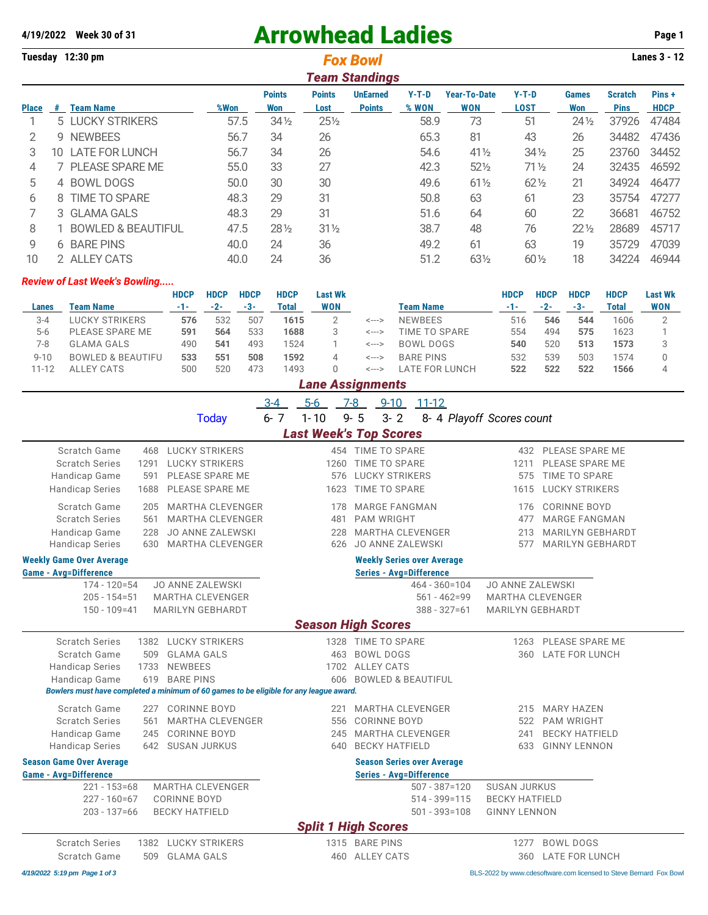**4/19/2022 Week 30 of 31**

# Arrowhead Ladies

**Tuesday 12:30 pm** — *Fox Bowl* — **Lanes 3 - 12**

## Team Standings

| Place | # | Team Name | %Won | Points Won | Points Lost | UnEarned Points | Y-T-D % WON | Year-To-Date WON | Y-T-D LOST | Games Won | Scratch Pins | Pins + HDCP |
|---|---|---|---|---|---|---|---|---|---|---|---|---|
| 1 | 5 | LUCKY STRIKERS | 57.5 | 34½ | 25½ | | 58.9 | 73 | 51 | 24½ | 37926 | 47484 |
| 2 | 9 | NEWBEES | 56.7 | 34 | 26 | | 65.3 | 81 | 43 | 26 | 34482 | 47436 |
| 3 | 10 | LATE FOR LUNCH | 56.7 | 34 | 26 | | 54.6 | 41½ | 34½ | 25 | 23760 | 34452 |
| 4 | 7 | PLEASE SPARE ME | 55.0 | 33 | 27 | | 42.3 | 52½ | 71½ | 24 | 32435 | 46592 |
| 5 | 4 | BOWL DOGS | 50.0 | 30 | 30 | | 49.6 | 61½ | 62½ | 21 | 34924 | 46477 |
| 6 | 8 | TIME TO SPARE | 48.3 | 29 | 31 | | 50.8 | 63 | 61 | 23 | 35754 | 47277 |
| 7 | 3 | GLAMA GALS | 48.3 | 29 | 31 | | 51.6 | 64 | 60 | 22 | 36681 | 46752 |
| 8 | 1 | BOWLED & BEAUTIFUL | 47.5 | 28½ | 31½ | | 38.7 | 48 | 76 | 22½ | 28689 | 45717 |
| 9 | 6 | BARE PINS | 40.0 | 24 | 36 | | 49.2 | 61 | 63 | 19 | 35729 | 47039 |
| 10 | 2 | ALLEY CATS | 40.0 | 24 | 36 | | 51.2 | 63½ | 60½ | 18 | 34224 | 46944 |

### *Review of Last Week's Bowling.....*

| Lanes | Team Name | HDCP -1- | HDCP -2- | HDCP -3- | HDCP Total | Last Wk WON | | Team Name | HDCP -1- | HDCP -2- | HDCP -3- | HDCP Total | Last Wk WON |
|---|---|---|---|---|---|---|---|---|---|---|---|---|---|
| 3-4 | LUCKY STRIKERS | **576** | 532 | 507 | **1615** | 2 | <---> | NEWBEES | 516 | **546** | **544** | 1606 | 2 |
| 5-6 | PLEASE SPARE ME | **591** | **564** | 533 | **1688** | 3 | <---> | TIME TO SPARE | 554 | 494 | **575** | 1623 | 1 |
| 7-8 | GLAMA GALS | 490 | **541** | 493 | 1524 | 1 | <---> | BOWL DOGS | **540** | 520 | **513** | **1573** | 3 |
| 9-10 | BOWLED & BEAUTIFU | **533** | **551** | **508** | **1592** | 4 | <---> | BARE PINS | 532 | 539 | 503 | 1574 | 0 |
| 11-12 | ALLEY CATS | 500 | 520 | 473 | 1493 | 0 | <---> | LATE FOR LUNCH | **522** | **522** | **522** | **1566** | 4 |

## Lane Assignments

| | 3-4 | 5-6 | 7-8 | 9-10 | 11-12 | |
|---|---|---|---|---|---|---|
| Today | 6- 7 | 1- 10 | 9- 5 | 3- 2 | 8- 4 | *Playoff Scores count* |

## Last Week's Top Scores

| | | | | | | |
|---|---|---|---|---|---|---|
| Scratch Game | 468 | LUCKY STRIKERS | 454 | TIME TO SPARE | 432 | PLEASE SPARE ME |
| Scratch Series | 1291 | LUCKY STRIKERS | 1260 | TIME TO SPARE | 1211 | PLEASE SPARE ME |
| Handicap Game | 591 | PLEASE SPARE ME | 576 | LUCKY STRIKERS | 575 | TIME TO SPARE |
| Handicap Series | 1688 | PLEASE SPARE ME | 1623 | TIME TO SPARE | 1615 | LUCKY STRIKERS |
| Scratch Game | 205 | MARTHA CLEVENGER | 178 | MARGE FANGMAN | 176 | CORINNE BOYD |
| Scratch Series | 561 | MARTHA CLEVENGER | 481 | PAM WRIGHT | 477 | MARGE FANGMAN |
| Handicap Game | 228 | JO ANNE ZALEWSKI | 228 | MARTHA CLEVENGER | 213 | MARILYN GEBHARDT |
| Handicap Series | 630 | MARTHA CLEVENGER | 626 | JO ANNE ZALEWSKI | 577 | MARILYN GEBHARDT |

| Weekly Game Over Average (Game - Avg=Difference) | | Weekly Series over Average (Series - Avg=Difference) | |
|---|---|---|---|
| 174 - 120=54 | JO ANNE ZALEWSKI | 464 - 360=104 | JO ANNE ZALEWSKI |
| 205 - 154=51 | MARTHA CLEVENGER | 561 - 462=99 | MARTHA CLEVENGER |
| 150 - 109=41 | MARILYN GEBHARDT | 388 - 327=61 | MARILYN GEBHARDT |

## Season High Scores

| | | | | | | |
|---|---|---|---|---|---|---|
| Scratch Series | 1382 | LUCKY STRIKERS | 1328 | TIME TO SPARE | 1263 | PLEASE SPARE ME |
| Scratch Game | 509 | GLAMA GALS | 463 | BOWL DOGS | 360 | LATE FOR LUNCH |
| Handicap Series | 1733 | NEWBEES | 1702 | ALLEY CATS | | |
| Handicap Game | 619 | BARE PINS | 606 | BOWLED & BEAUTIFUL | | |

*Bowlers must have completed a minimum of 60 games to be eligible for any league award.*

| | | | | | | |
|---|---|---|---|---|---|---|
| Scratch Game | 227 | CORINNE BOYD | 221 | MARTHA CLEVENGER | 215 | MARY HAZEN |
| Scratch Series | 561 | MARTHA CLEVENGER | 556 | CORINNE BOYD | 522 | PAM WRIGHT |
| Handicap Game | 245 | CORINNE BOYD | 245 | MARTHA CLEVENGER | 241 | BECKY HATFIELD |
| Handicap Series | 642 | SUSAN JURKUS | 640 | BECKY HATFIELD | 633 | GINNY LENNON |

| Season Game Over Average (Game - Avg=Difference) | | Season Series over Average (Series - Avg=Difference) | |
|---|---|---|---|
| 221 - 153=68 | MARTHA CLEVENGER | 507 - 387=120 | SUSAN JURKUS |
| 227 - 160=67 | CORINNE BOYD | 514 - 399=115 | BECKY HATFIELD |
| 203 - 137=66 | BECKY HATFIELD | 501 - 393=108 | GINNY LENNON |

## Split 1 High Scores

| | | | | | | |
|---|---|---|---|---|---|---|
| Scratch Series | 1382 | LUCKY STRIKERS | 1315 | BARE PINS | 1277 | BOWL DOGS |
| Scratch Game | 509 | GLAMA GALS | 460 | ALLEY CATS | 360 | LATE FOR LUNCH |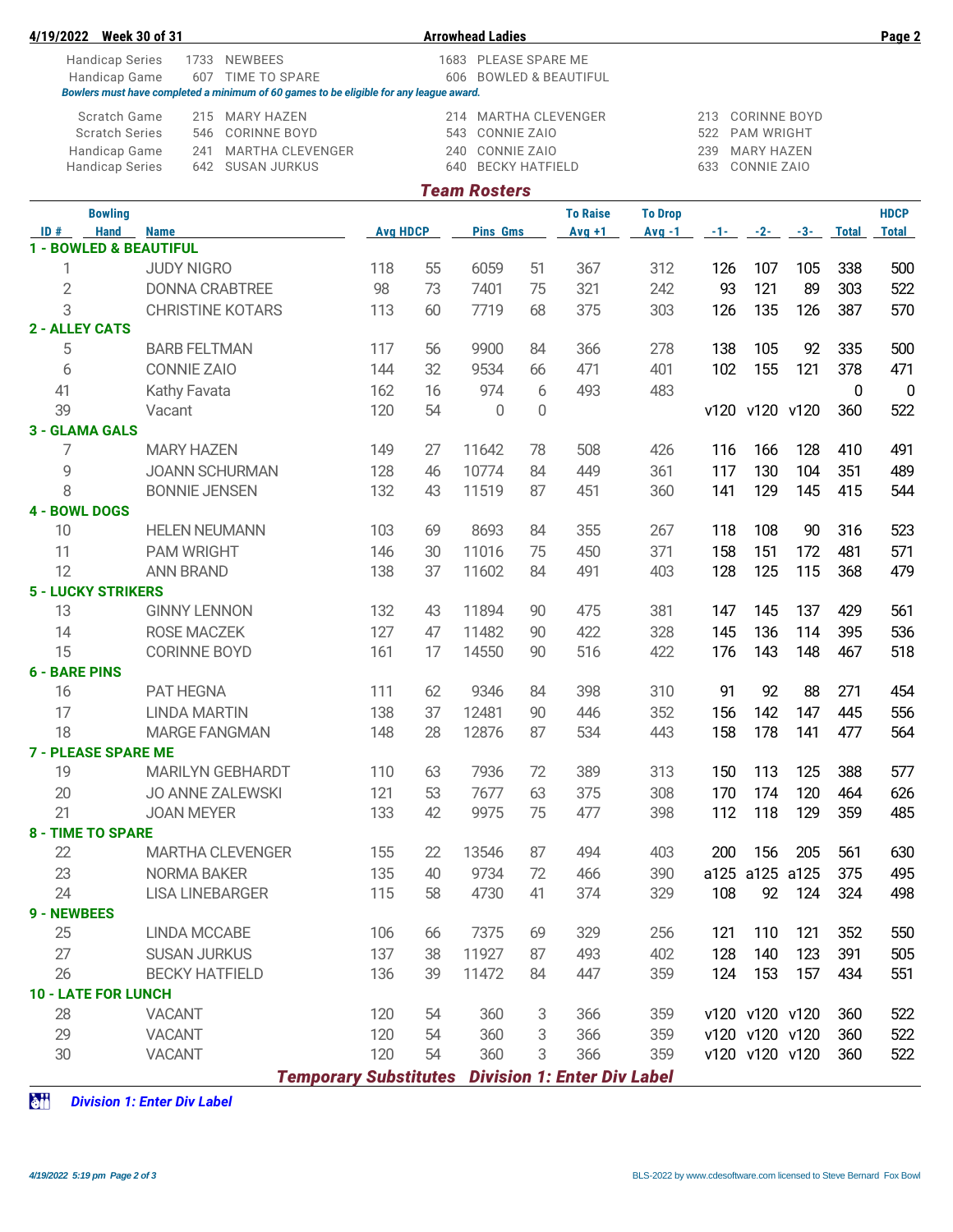4/19/2022 Week 30 of 31 — Arrowhead Ladies

| | | | | |
|---|---|---|---|---|
| Handicap Series | 1733 | NEWBEES | 1683 | PLEASE SPARE ME |
| Handicap Game | 607 | TIME TO SPARE | 606 | BOWLED & BEAUTIFUL |

*Bowlers must have completed a minimum of 60 games to be eligible for any league award.*

| | | | | | | |
|---|---|---|---|---|---|---|
| Scratch Game | 215 | MARY HAZEN | 214 | MARTHA CLEVENGER | 213 | CORINNE BOYD |
| Scratch Series | 546 | CORINNE BOYD | 543 | CONNIE ZAIO | 522 | PAM WRIGHT |
| Handicap Game | 241 | MARTHA CLEVENGER | 240 | CONNIE ZAIO | 239 | MARY HAZEN |
| Handicap Series | 642 | SUSAN JURKUS | 640 | BECKY HATFIELD | 633 | CONNIE ZAIO |

## *Team Rosters*

| ID # | Bowling Hand | Name | Avg | HDCP | Pins | Gms | To Raise Avg +1 | To Drop Avg -1 | -1- | -2- | -3- | Total | HDCP Total |
|---|---|---|---|---|---|---|---|---|---|---|---|---|---|
| **1 - BOWLED & BEAUTIFUL** | | | | | | | | | | | | | |
| 1 | | JUDY NIGRO | 118 | 55 | 6059 | 51 | 367 | 312 | 126 | 107 | 105 | 338 | 500 |
| 2 | | DONNA CRABTREE | 98 | 73 | 7401 | 75 | 321 | 242 | 93 | 121 | 89 | 303 | 522 |
| 3 | | CHRISTINE KOTARS | 113 | 60 | 7719 | 68 | 375 | 303 | 126 | 135 | 126 | 387 | 570 |
| **2 - ALLEY CATS** | | | | | | | | | | | | | |
| 5 | | BARB FELTMAN | 117 | 56 | 9900 | 84 | 366 | 278 | 138 | 105 | 92 | 335 | 500 |
| 6 | | CONNIE ZAIO | 144 | 32 | 9534 | 66 | 471 | 401 | 102 | 155 | 121 | 378 | 471 |
| 41 | | Kathy Favata | 162 | 16 | 974 | 6 | 493 | 483 | | | | 0 | 0 |
| 39 | | Vacant | 120 | 54 | 0 | 0 | | | v120 | v120 | v120 | 360 | 522 |
| **3 - GLAMA GALS** | | | | | | | | | | | | | |
| 7 | | MARY HAZEN | 149 | 27 | 11642 | 78 | 508 | 426 | 116 | 166 | 128 | 410 | 491 |
| 9 | | JOANN SCHURMAN | 128 | 46 | 10774 | 84 | 449 | 361 | 117 | 130 | 104 | 351 | 489 |
| 8 | | BONNIE JENSEN | 132 | 43 | 11519 | 87 | 451 | 360 | 141 | 129 | 145 | 415 | 544 |
| **4 - BOWL DOGS** | | | | | | | | | | | | | |
| 10 | | HELEN NEUMANN | 103 | 69 | 8693 | 84 | 355 | 267 | 118 | 108 | 90 | 316 | 523 |
| 11 | | PAM WRIGHT | 146 | 30 | 11016 | 75 | 450 | 371 | 158 | 151 | 172 | 481 | 571 |
| 12 | | ANN BRAND | 138 | 37 | 11602 | 84 | 491 | 403 | 128 | 125 | 115 | 368 | 479 |
| **5 - LUCKY STRIKERS** | | | | | | | | | | | | | |
| 13 | | GINNY LENNON | 132 | 43 | 11894 | 90 | 475 | 381 | 147 | 145 | 137 | 429 | 561 |
| 14 | | ROSE MACZEK | 127 | 47 | 11482 | 90 | 422 | 328 | 145 | 136 | 114 | 395 | 536 |
| 15 | | CORINNE BOYD | 161 | 17 | 14550 | 90 | 516 | 422 | 176 | 143 | 148 | 467 | 518 |
| **6 - BARE PINS** | | | | | | | | | | | | | |
| 16 | | PAT HEGNA | 111 | 62 | 9346 | 84 | 398 | 310 | 91 | 92 | 88 | 271 | 454 |
| 17 | | LINDA MARTIN | 138 | 37 | 12481 | 90 | 446 | 352 | 156 | 142 | 147 | 445 | 556 |
| 18 | | MARGE FANGMAN | 148 | 28 | 12876 | 87 | 534 | 443 | 158 | 178 | 141 | 477 | 564 |
| **7 - PLEASE SPARE ME** | | | | | | | | | | | | | |
| 19 | | MARILYN GEBHARDT | 110 | 63 | 7936 | 72 | 389 | 313 | 150 | 113 | 125 | 388 | 577 |
| 20 | | JO ANNE ZALEWSKI | 121 | 53 | 7677 | 63 | 375 | 308 | 170 | 174 | 120 | 464 | 626 |
| 21 | | JOAN MEYER | 133 | 42 | 9975 | 75 | 477 | 398 | 112 | 118 | 129 | 359 | 485 |
| **8 - TIME TO SPARE** | | | | | | | | | | | | | |
| 22 | | MARTHA CLEVENGER | 155 | 22 | 13546 | 87 | 494 | 403 | 200 | 156 | 205 | 561 | 630 |
| 23 | | NORMA BAKER | 135 | 40 | 9734 | 72 | 466 | 390 | a125 | a125 | a125 | 375 | 495 |
| 24 | | LISA LINEBARGER | 115 | 58 | 4730 | 41 | 374 | 329 | 108 | 92 | 124 | 324 | 498 |
| **9 - NEWBEES** | | | | | | | | | | | | | |
| 25 | | LINDA MCCABE | 106 | 66 | 7375 | 69 | 329 | 256 | 121 | 110 | 121 | 352 | 550 |
| 27 | | SUSAN JURKUS | 137 | 38 | 11927 | 87 | 493 | 402 | 128 | 140 | 123 | 391 | 505 |
| 26 | | BECKY HATFIELD | 136 | 39 | 11472 | 84 | 447 | 359 | 124 | 153 | 157 | 434 | 551 |
| **10 - LATE FOR LUNCH** | | | | | | | | | | | | | |
| 28 | | VACANT | 120 | 54 | 360 | 3 | 366 | 359 | v120 | v120 | v120 | 360 | 522 |
| 29 | | VACANT | 120 | 54 | 360 | 3 | 366 | 359 | v120 | v120 | v120 | 360 | 522 |
| 30 | | VACANT | 120 | 54 | 360 | 3 | 366 | 359 | v120 | v120 | v120 | 360 | 522 |

***Temporary Substitutes Division 1: Enter Div Label***

*Division 1: Enter Div Label*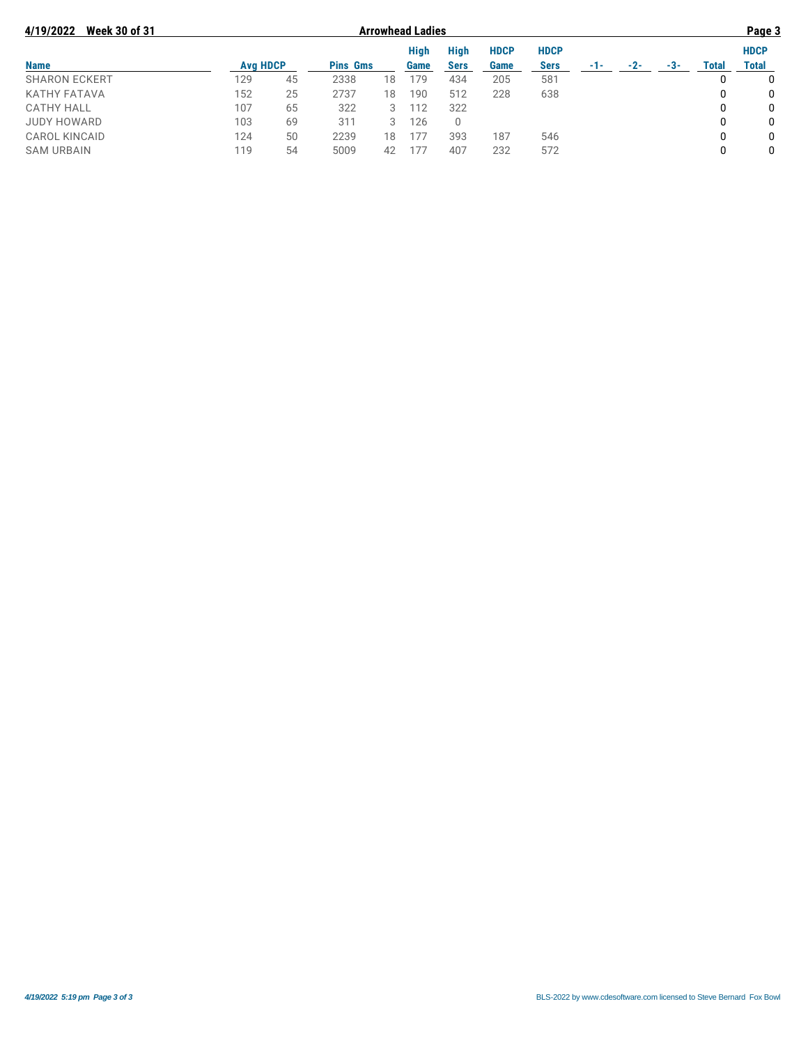| Name | Avg | HDCP | Pins | Gms | High Game | High Sers | HDCP Game | HDCP Sers | -1- | -2- | -3- | Total | HDCP Total |
|---|---|---|---|---|---|---|---|---|---|---|---|---|---|
| SHARON ECKERT | 129 | 45 | 2338 | 18 | 179 | 434 | 205 | 581 | | | | 0 | 0 |
| KATHY FATAVA | 152 | 25 | 2737 | 18 | 190 | 512 | 228 | 638 | | | | 0 | 0 |
| CATHY HALL | 107 | 65 | 322 | 3 | 112 | 322 | | | | | | 0 | 0 |
| JUDY HOWARD | 103 | 69 | 311 | 3 | 126 | 0 | | | | | | 0 | 0 |
| CAROL KINCAID | 124 | 50 | 2239 | 18 | 177 | 393 | 187 | 546 | | | | 0 | 0 |
| SAM URBAIN | 119 | 54 | 5009 | 42 | 177 | 407 | 232 | 572 | | | | 0 | 0 |

BLS-2022 by www.cdesoftware.com licensed to Steve Bernard Fox Bowl